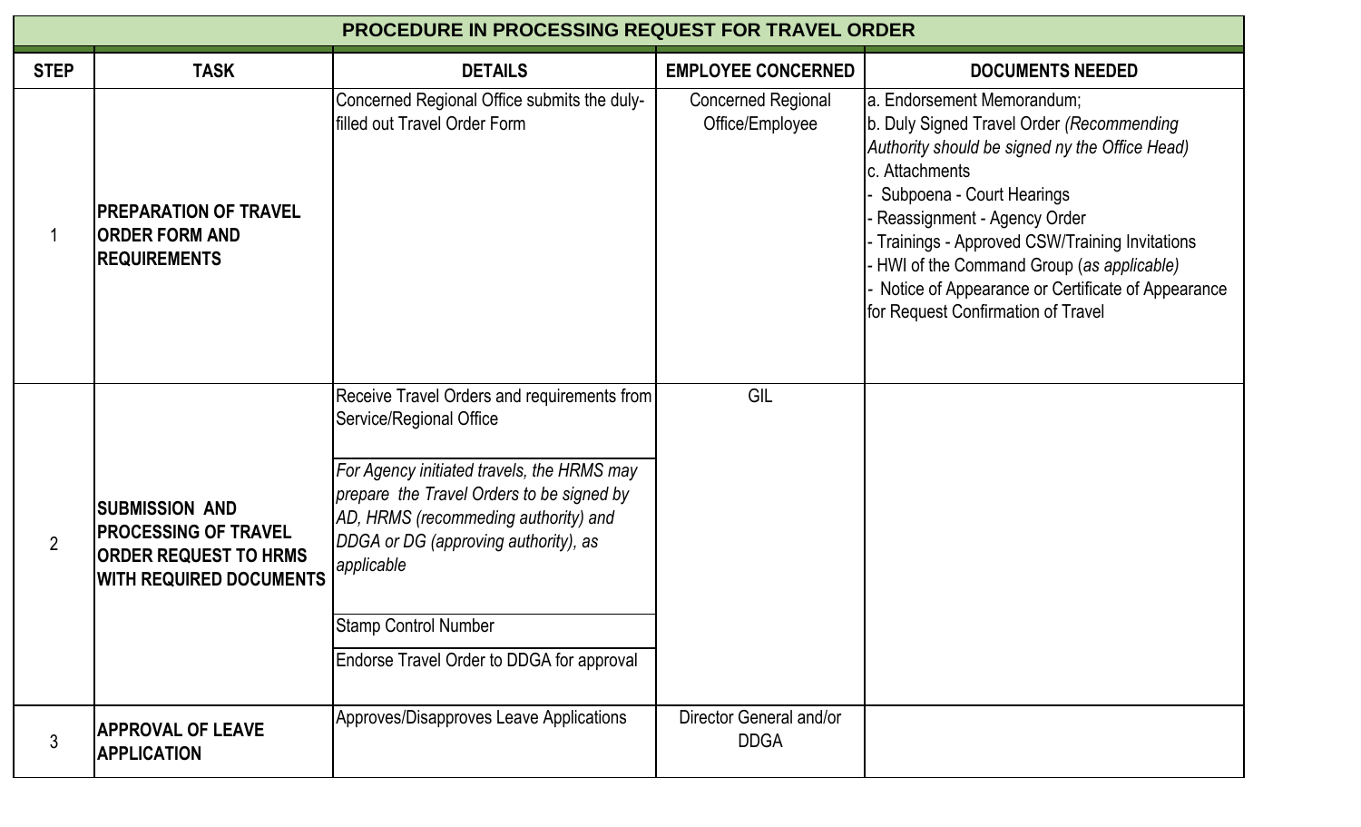| PROCEDURE IN PROCESSING REQUEST FOR TRAVEL ORDER | | | | |
|---|---|---|---|---|
| **STEP** | **TASK** | **DETAILS** | **EMPLOYEE CONCERNED** | **DOCUMENTS NEEDED** |
| 1 | **PREPARATION OF TRAVEL ORDER FORM AND REQUIREMENTS** | Concerned Regional Office submits the duly-filled out Travel Order Form | Concerned Regional Office/Employee | a. Endorsement Memorandum;<br>b. Duly Signed Travel Order *(Recommending Authority should be signed ny the Office Head)*<br>c. Attachments<br>- Subpoena - Court Hearings<br>- Reassignment - Agency Order<br>- Trainings - Approved CSW/Training Invitations<br>- HWI of the Command Group (*as applicable)*<br>- Notice of Appearance or Certificate of Appearance for Request Confirmation of Travel |
| 2 | **SUBMISSION AND PROCESSING OF TRAVEL ORDER REQUEST TO HRMS WITH REQUIRED DOCUMENTS** | Receive Travel Orders and requirements from Service/Regional Office | GIL | |
| | | *For Agency initiated travels, the HRMS may prepare the Travel Orders to be signed by AD, HRMS (recommeding authority) and DDGA or DG (approving authority), as applicable* | | |
| | | Stamp Control Number | | |
| | | Endorse Travel Order to DDGA for approval | | |
| 3 | **APPROVAL OF LEAVE APPLICATION** | Approves/Disapproves Leave Applications | Director General and/or DDGA | |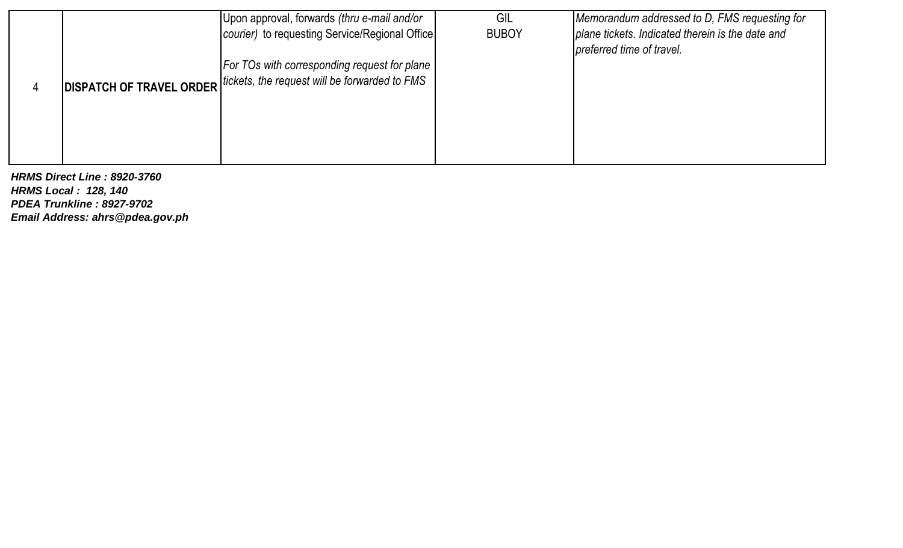| | | | | |
|---|---|---|---|---|
| 4 | **DISPATCH OF TRAVEL ORDER** | Upon approval, forwards *(thru e-mail and/or courier)* to requesting Service/Regional Office<br><br>*For TOs with corresponding request for plane tickets, the request will be forwarded to FMS* | GIL BUBOY | *Memorandum addressed to D, FMS requesting for plane tickets. Indicated therein is the date and preferred time of travel.* |

***HRMS Direct Line : 8920-3760***
***HRMS Local : 128, 140***
***PDEA Trunkline : 8927-9702***
***Email Address: ahrs@pdea.gov.ph***